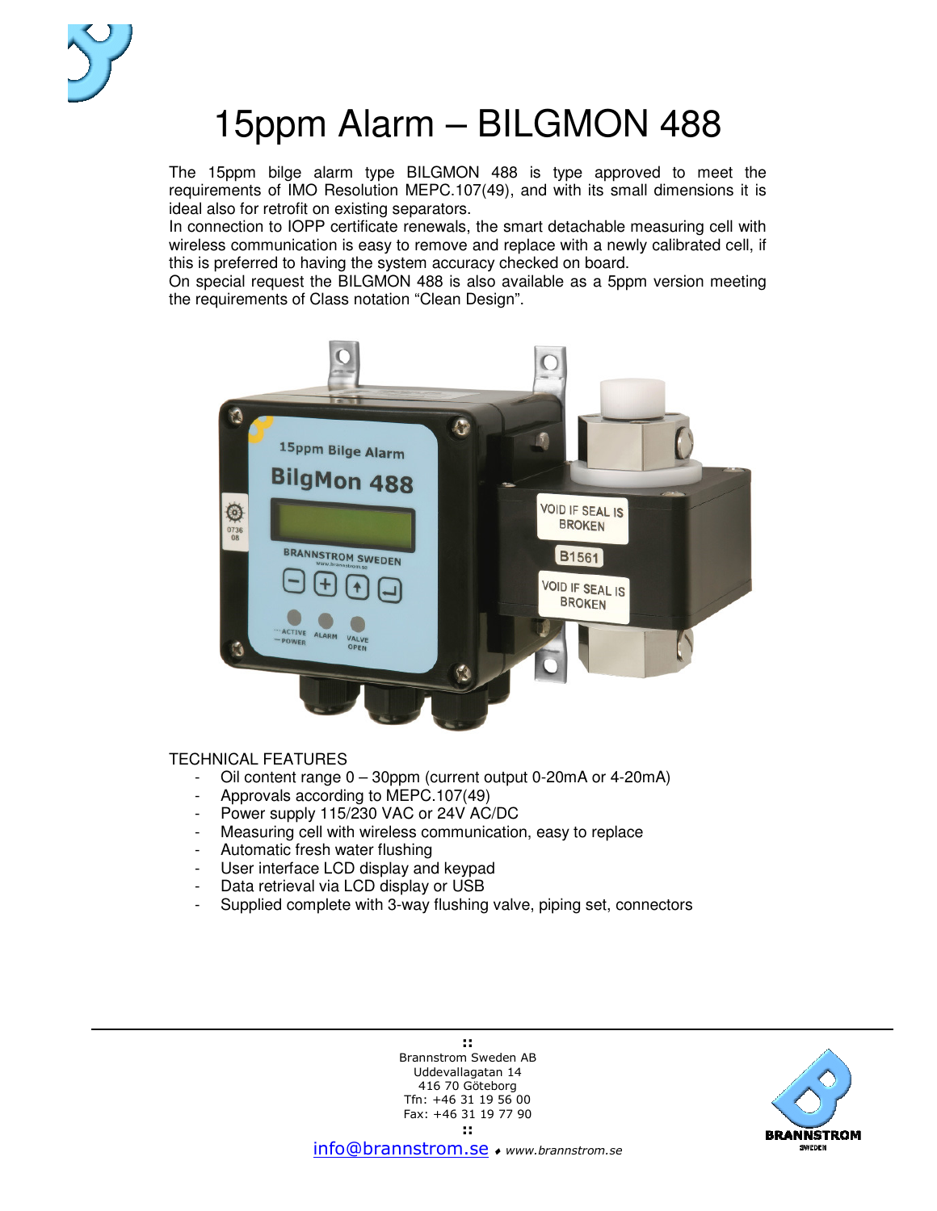# 15ppm Alarm – BILGMON 488

The 15ppm bilge alarm type BILGMON 488 is type approved to meet the requirements of IMO Resolution MEPC.107(49), and with its small dimensions it is ideal also for retrofit on existing separators.
In connection to IOPP certificate renewals, the smart detachable measuring cell with wireless communication is easy to remove and replace with a newly calibrated cell, if this is preferred to having the system accuracy checked on board.
On special request the BILGMON 488 is also available as a 5ppm version meeting the requirements of Class notation “Clean Design”.

TECHNICAL FEATURES

- Oil content range 0 – 30ppm (current output 0-20mA or 4-20mA)
- Approvals according to MEPC.107(49)
- Power supply 115/230 VAC or 24V AC/DC
- Measuring cell with wireless communication, easy to replace
- Automatic fresh water flushing
- User interface LCD display and keypad
- Data retrieval via LCD display or USB
- Supplied complete with 3-way flushing valve, piping set, connectors

::
Brannstrom Sweden AB
Uddevallagatan 14
416 70 Göteborg
Tfn: +46 31 19 56 00
Fax: +46 31 19 77 90
::
info@brannstrom.se ♦ www.brannstrom.se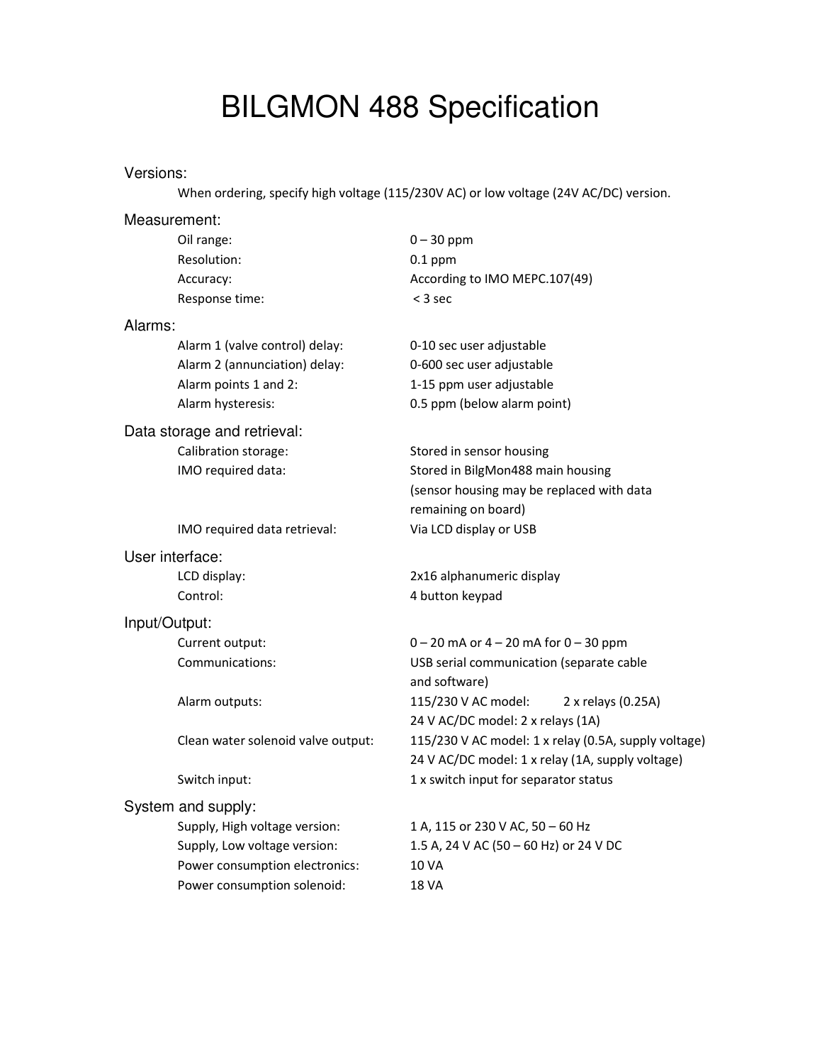# BILGMON 488 Specification

## Versions:

When ordering, specify high voltage (115/230V AC) or low voltage (24V AC/DC) version.

## Measurement:

| | |
|---|---|
| Oil range: | 0 – 30 ppm |
| Resolution: | 0.1 ppm |
| Accuracy: | According to IMO MEPC.107(49) |
| Response time: | < 3 sec |

## Alarms:

| | |
|---|---|
| Alarm 1 (valve control) delay: | 0-10 sec user adjustable |
| Alarm 2 (annunciation) delay: | 0-600 sec user adjustable |
| Alarm points 1 and 2: | 1-15 ppm user adjustable |
| Alarm hysteresis: | 0.5 ppm (below alarm point) |

## Data storage and retrieval:

| | |
|---|---|
| Calibration storage: | Stored in sensor housing |
| IMO required data: | Stored in BilgMon488 main housing (sensor housing may be replaced with data remaining on board) |
| IMO required data retrieval: | Via LCD display or USB |

## User interface:

| | |
|---|---|
| LCD display: | 2x16 alphanumeric display |
| Control: | 4 button keypad |

## Input/Output:

| | |
|---|---|
| Current output: | 0 – 20 mA or 4 – 20 mA for 0 – 30 ppm |
| Communications: | USB serial communication (separate cable and software) |
| Alarm outputs: | 115/230 V AC model: 2 x relays (0.25A)<br>24 V AC/DC model: 2 x relays (1A) |
| Clean water solenoid valve output: | 115/230 V AC model: 1 x relay (0.5A, supply voltage)<br>24 V AC/DC model: 1 x relay (1A, supply voltage) |
| Switch input: | 1 x switch input for separator status |

## System and supply:

| | |
|---|---|
| Supply, High voltage version: | 1 A, 115 or 230 V AC, 50 – 60 Hz |
| Supply, Low voltage version: | 1.5 A, 24 V AC (50 – 60 Hz) or 24 V DC |
| Power consumption electronics: | 10 VA |
| Power consumption solenoid: | 18 VA |